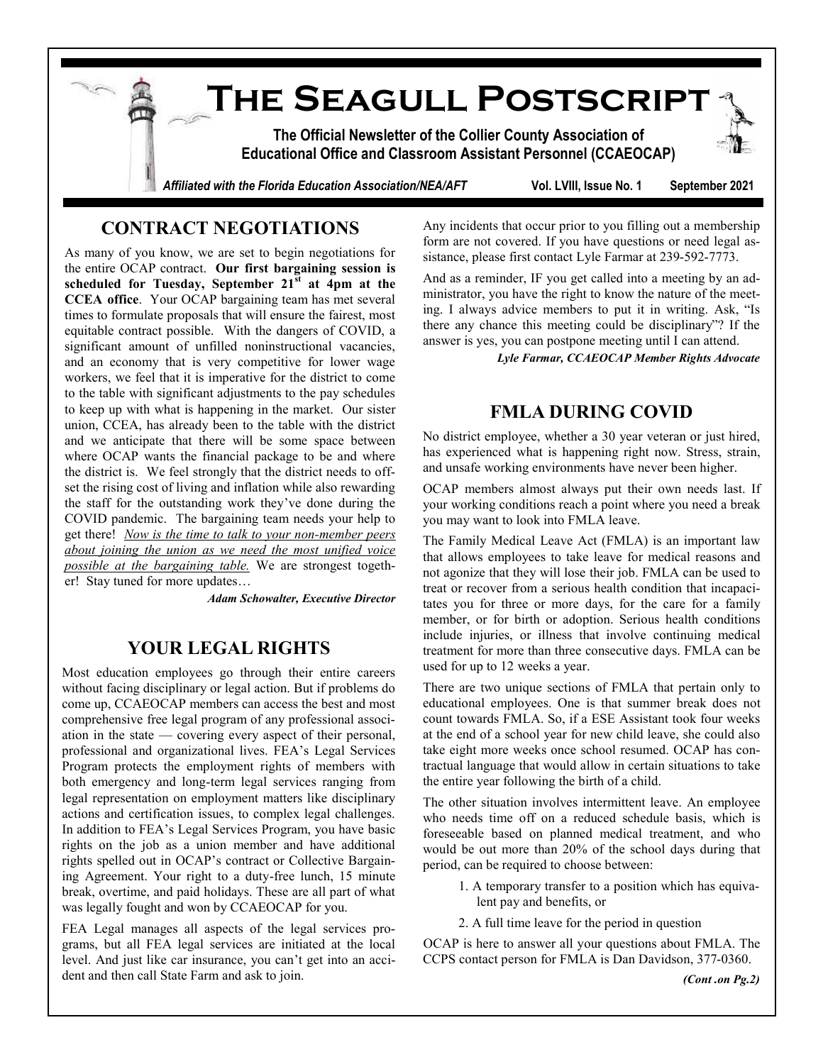# The Seagull Postscript

**The Official Newsletter of the Collier County Association of Educational Office and Classroom Assistant Personnel (CCAEOCAP)**

*Affiliated with the Florida Education Association/NEA/AFT* — Vol. LVIII, Issue No. 1 — September 2021

## CONTRACT NEGOTIATIONS

As many of you know, we are set to begin negotiations for the entire OCAP contract. **Our first bargaining session is scheduled for Tuesday, September 21st at 4pm at the CCEA office**. Your OCAP bargaining team has met several times to formulate proposals that will ensure the fairest, most equitable contract possible. With the dangers of COVID, a significant amount of unfilled noninstructional vacancies, and an economy that is very competitive for lower wage workers, we feel that it is imperative for the district to come to the table with significant adjustments to the pay schedules to keep up with what is happening in the market. Our sister union, CCEA, has already been to the table with the district and we anticipate that there will be some space between where OCAP wants the financial package to be and where the district is. We feel strongly that the district needs to offset the rising cost of living and inflation while also rewarding the staff for the outstanding work they've done during the COVID pandemic. The bargaining team needs your help to get there! *Now is the time to talk to your non-member peers about joining the union as we need the most unified voice possible at the bargaining table.* We are strongest together! Stay tuned for more updates…

***Adam Schowalter, Executive Director***

## YOUR LEGAL RIGHTS

Most education employees go through their entire careers without facing disciplinary or legal action. But if problems do come up, CCAEOCAP members can access the best and most comprehensive free legal program of any professional association in the state — covering every aspect of their personal, professional and organizational lives. FEA's Legal Services Program protects the employment rights of members with both emergency and long-term legal services ranging from legal representation on employment matters like disciplinary actions and certification issues, to complex legal challenges. In addition to FEA's Legal Services Program, you have basic rights on the job as a union member and have additional rights spelled out in OCAP's contract or Collective Bargaining Agreement. Your right to a duty-free lunch, 15 minute break, overtime, and paid holidays. These are all part of what was legally fought and won by CCAEOCAP for you.

FEA Legal manages all aspects of the legal services programs, but all FEA legal services are initiated at the local level. And just like car insurance, you can't get into an accident and then call State Farm and ask to join.

Any incidents that occur prior to you filling out a membership form are not covered. If you have questions or need legal assistance, please first contact Lyle Farmar at 239-592-7773.

And as a reminder, IF you get called into a meeting by an administrator, you have the right to know the nature of the meeting. I always advice members to put it in writing. Ask, "Is there any chance this meeting could be disciplinary"? If the answer is yes, you can postpone meeting until I can attend.

***Lyle Farmar, CCAEOCAP Member Rights Advocate***

## FMLA DURING COVID

No district employee, whether a 30 year veteran or just hired, has experienced what is happening right now. Stress, strain, and unsafe working environments have never been higher.

OCAP members almost always put their own needs last. If your working conditions reach a point where you need a break you may want to look into FMLA leave.

The Family Medical Leave Act (FMLA) is an important law that allows employees to take leave for medical reasons and not agonize that they will lose their job. FMLA can be used to treat or recover from a serious health condition that incapacitates you for three or more days, for the care for a family member, or for birth or adoption. Serious health conditions include injuries, or illness that involve continuing medical treatment for more than three consecutive days. FMLA can be used for up to 12 weeks a year.

There are two unique sections of FMLA that pertain only to educational employees. One is that summer break does not count towards FMLA. So, if a ESE Assistant took four weeks at the end of a school year for new child leave, she could also take eight more weeks once school resumed. OCAP has contractual language that would allow in certain situations to take the entire year following the birth of a child.

The other situation involves intermittent leave. An employee who needs time off on a reduced schedule basis, which is foreseeable based on planned medical treatment, and who would be out more than 20% of the school days during that period, can be required to choose between:

1. A temporary transfer to a position which has equivalent pay and benefits, or
2. A full time leave for the period in question

OCAP is here to answer all your questions about FMLA. The CCPS contact person for FMLA is Dan Davidson, 377-0360.

***(Cont .on Pg.2)***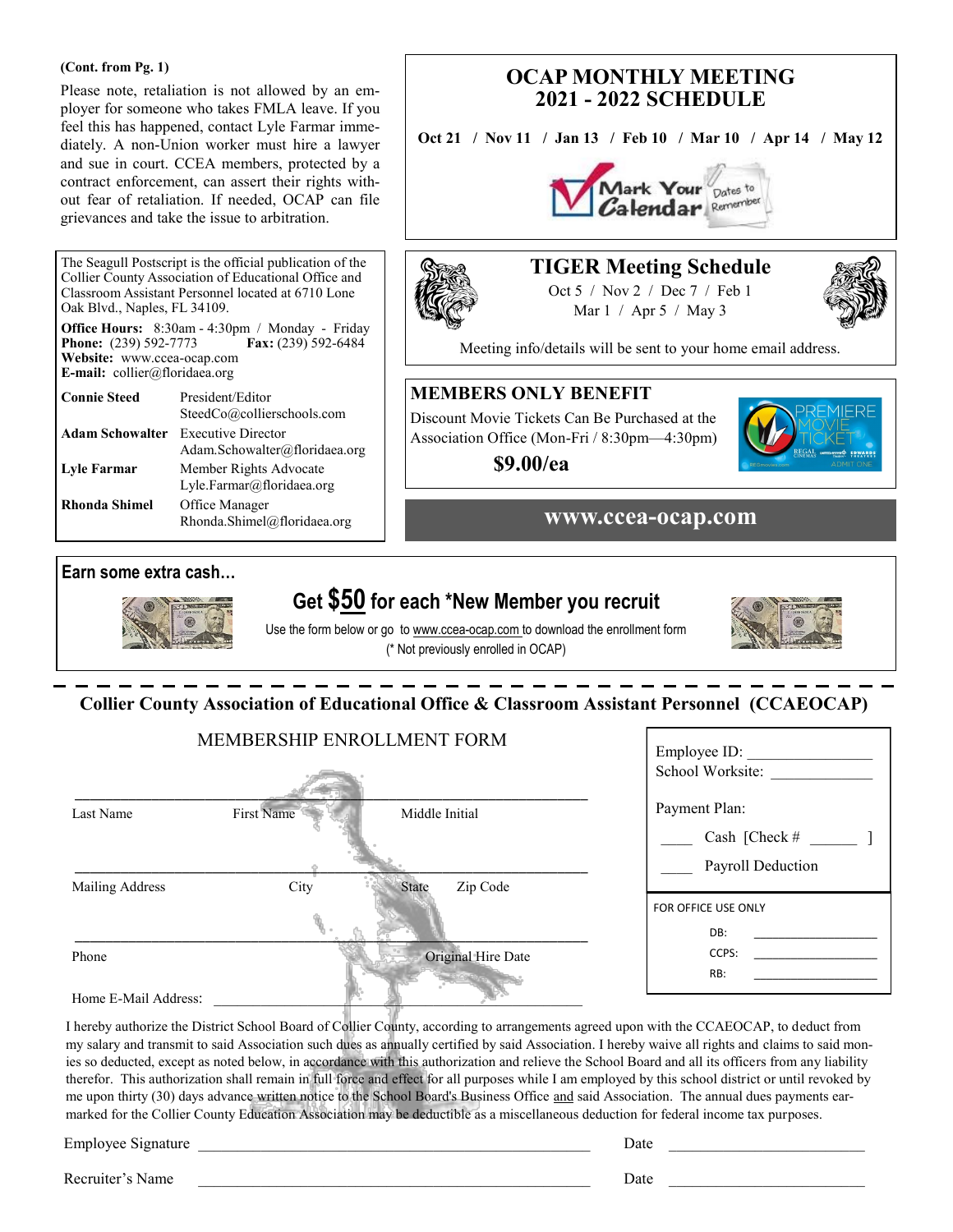(Cont. from Pg. 1)

Please note, retaliation is not allowed by an employer for someone who takes FMLA leave. If you feel this has happened, contact Lyle Farmar immediately. A non-Union worker must hire a lawyer and sue in court. CCEA members, protected by a contract enforcement, can assert their rights without fear of retaliation. If needed, OCAP can file grievances and take the issue to arbitration.

The Seagull Postscript is the official publication of the Collier County Association of Educational Office and Classroom Assistant Personnel located at 6710 Lone Oak Blvd., Naples, FL 34109.

**Office Hours:** 8:30am - 4:30pm / Monday - Friday
**Phone:** (239) 592-7773 **Fax:** (239) 592-6484
**Website:** www.ccea-ocap.com
**E-mail:** collier@floridaea.org

| | |
|---|---|
| **Connie Steed** | President/Editor SteedCo@collierschools.com |
| **Adam Schowalter** | Executive Director Adam.Schowalter@floridaea.org |
| **Lyle Farmar** | Member Rights Advocate Lyle.Farmar@floridaea.org |
| **Rhonda Shimel** | Office Manager Rhonda.Shimel@floridaea.org |

## OCAP MONTHLY MEETING 2021 - 2022 SCHEDULE

Oct 21 / Nov 11 / Jan 13 / Feb 10 / Mar 10 / Apr 14 / May 12

Mark Your Calendar — Dates to Remember

## TIGER Meeting Schedule

Oct 5 / Nov 2 / Dec 7 / Feb 1
Mar 1 / Apr 5 / May 3

Meeting info/details will be sent to your home email address.

## MEMBERS ONLY BENEFIT

Discount Movie Tickets Can Be Purchased at the Association Office (Mon-Fri / 8:30pm—4:30pm)

**$9.00/ea**

PREMIERE MOVIE TICKET — REGAL CINEMAS — ADMIT ONE

**www.ccea-ocap.com**

**Earn some extra cash…**

## Get $50 for each *New Member you recruit

Use the form below or go to www.ccea-ocap.com to download the enrollment form
(* Not previously enrolled in OCAP)

---

## Collier County Association of Educational Office & Classroom Assistant Personnel (CCAEOCAP)

MEMBERSHIP ENROLLMENT FORM

Last Name ______ First Name ______ Middle Initial ______

Mailing Address ______ City ______ State ______ Zip Code ______

Phone ______ Original Hire Date ______

Home E-Mail Address: ______

Employee ID: ______
School Worksite: ______

Payment Plan:
____ Cash [Check # ______ ]
____ Payroll Deduction

FOR OFFICE USE ONLY
DB: ______
CCPS: ______
RB: ______

I hereby authorize the District School Board of Collier County, according to arrangements agreed upon with the CCAEOCAP, to deduct from my salary and transmit to said Association such dues as annually certified by said Association. I hereby waive all rights and claims to said monies so deducted, except as noted below, in accordance with this authorization and relieve the School Board and all its officers from any liability therefor. This authorization shall remain in full force and effect for all purposes while I am employed by this school district or until revoked by me upon thirty (30) days advance written notice to the School Board's Business Office and said Association. The annual dues payments earmarked for the Collier County Education Association may be deductible as a miscellaneous deduction for federal income tax purposes.

Employee Signature ______ Date ______

Recruiter's Name ______ Date ______